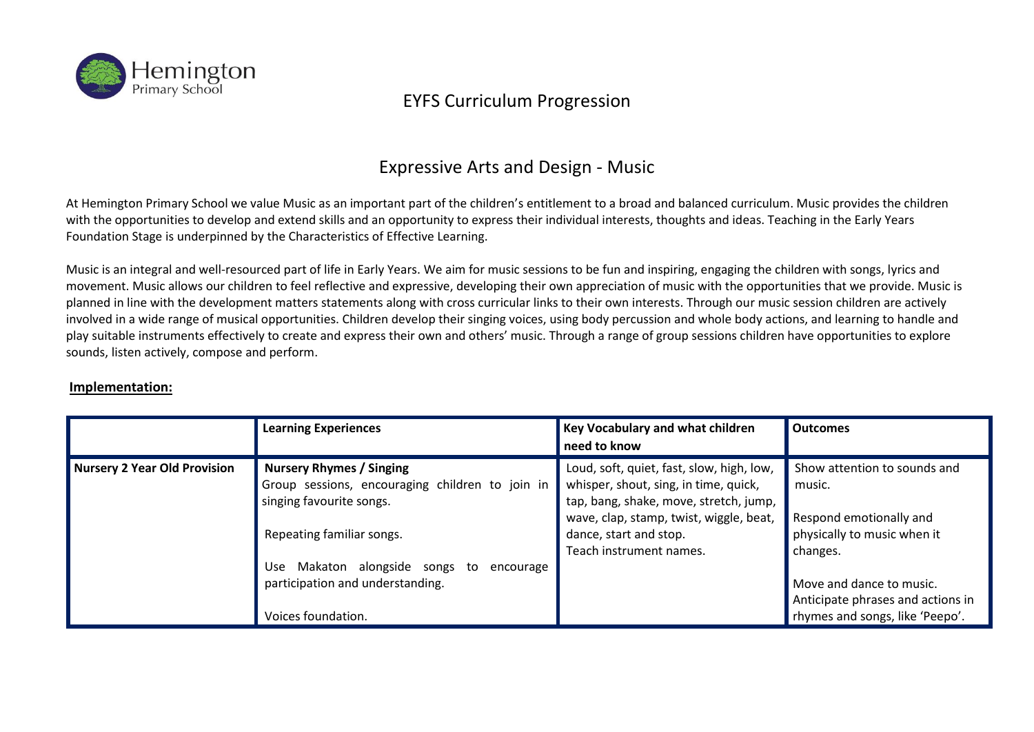Hemington Primary School

# EYFS Curriculum Progression

## Expressive Arts and Design - Music

At Hemington Primary School we value Music as an important part of the children's entitlement to a broad and balanced curriculum. Music provides the children with the opportunities to develop and extend skills and an opportunity to express their individual interests, thoughts and ideas. Teaching in the Early Years Foundation Stage is underpinned by the Characteristics of Effective Learning.

Music is an integral and well-resourced part of life in Early Years. We aim for music sessions to be fun and inspiring, engaging the children with songs, lyrics and movement. Music allows our children to feel reflective and expressive, developing their own appreciation of music with the opportunities that we provide. Music is planned in line with the development matters statements along with cross curricular links to their own interests. Through our music session children are actively involved in a wide range of musical opportunities. Children develop their singing voices, using body percussion and whole body actions, and learning to handle and play suitable instruments effectively to create and express their own and others' music. Through a range of group sessions children have opportunities to explore sounds, listen actively, compose and perform.

**Implementation:**

| | **Learning Experiences** | **Key Vocabulary and what children need to know** | **Outcomes** |
|---|---|---|---|
| **Nursery 2 Year Old Provision** | **Nursery Rhymes / Singing**<br>Group sessions, encouraging children to join in singing favourite songs.<br><br>Repeating familiar songs.<br><br>Use Makaton alongside songs to encourage participation and understanding.<br><br>Voices foundation. | Loud, soft, quiet, fast, slow, high, low, whisper, shout, sing, in time, quick, tap, bang, shake, move, stretch, jump, wave, clap, stamp, twist, wiggle, beat, dance, start and stop.<br>Teach instrument names. | Show attention to sounds and music.<br><br>Respond emotionally and physically to music when it changes.<br><br>Move and dance to music.<br>Anticipate phrases and actions in rhymes and songs, like 'Peepo'. |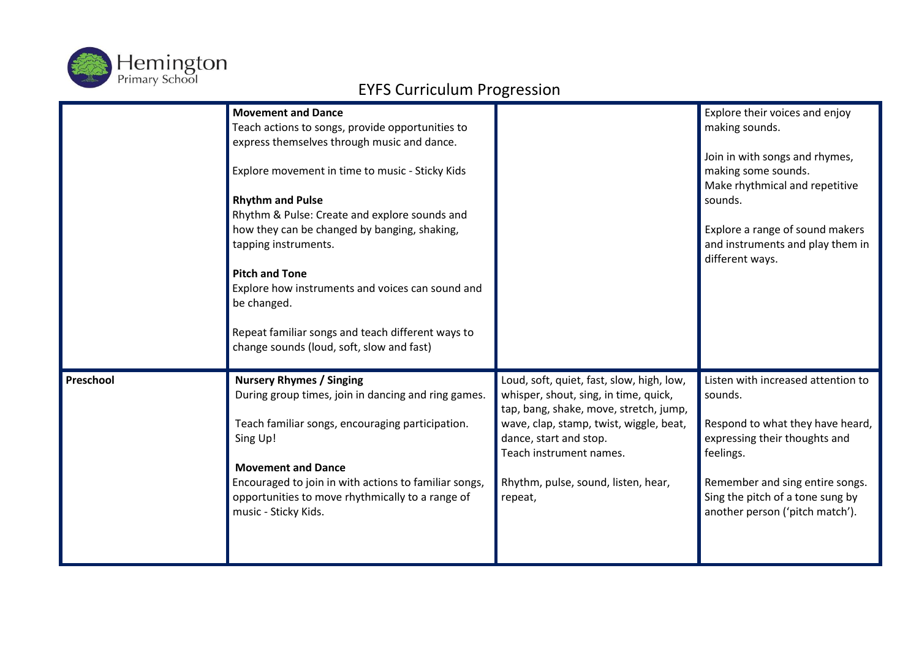# EYFS Curriculum Progression

| | | | |
|---|---|---|---|
| | **Movement and Dance**<br>Teach actions to songs, provide opportunities to express themselves through music and dance.<br><br>Explore movement in time to music - Sticky Kids<br><br>**Rhythm and Pulse**<br>Rhythm & Pulse: Create and explore sounds and how they can be changed by banging, shaking, tapping instruments.<br><br>**Pitch and Tone**<br>Explore how instruments and voices can sound and be changed.<br><br>Repeat familiar songs and teach different ways to change sounds (loud, soft, slow and fast) | | Explore their voices and enjoy making sounds.<br><br>Join in with songs and rhymes, making some sounds.<br>Make rhythmical and repetitive sounds.<br><br>Explore a range of sound makers and instruments and play them in different ways. |
| **Preschool** | **Nursery Rhymes / Singing**<br>During group times, join in dancing and ring games.<br><br>Teach familiar songs, encouraging participation. Sing Up!<br><br>**Movement and Dance**<br>Encouraged to join in with actions to familiar songs, opportunities to move rhythmically to a range of music - Sticky Kids. | Loud, soft, quiet, fast, slow, high, low, whisper, shout, sing, in time, quick, tap, bang, shake, move, stretch, jump, wave, clap, stamp, twist, wiggle, beat, dance, start and stop.<br>Teach instrument names.<br><br>Rhythm, pulse, sound, listen, hear, repeat, | Listen with increased attention to sounds.<br><br>Respond to what they have heard, expressing their thoughts and feelings.<br><br>Remember and sing entire songs.<br>Sing the pitch of a tone sung by another person ('pitch match'). |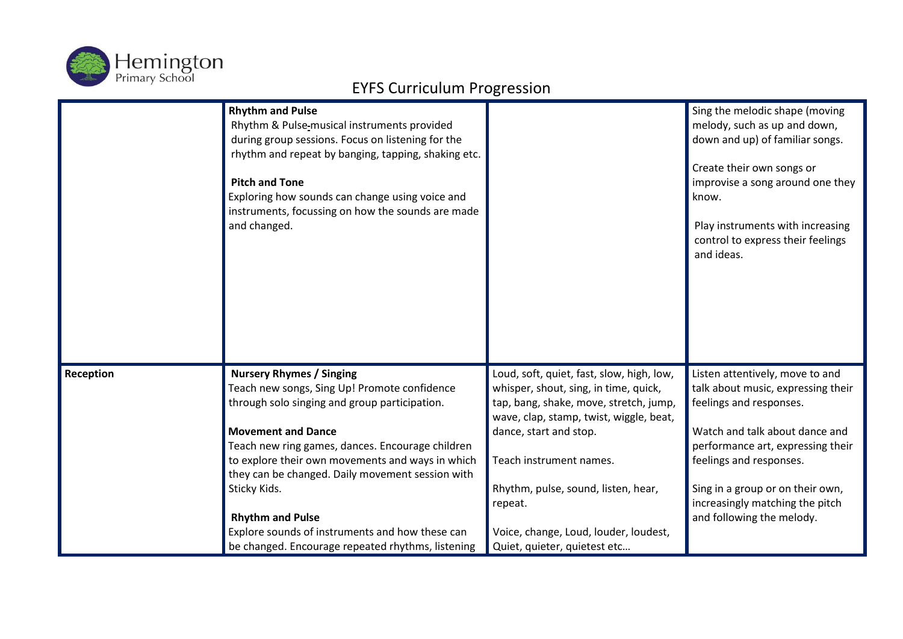# EYFS Curriculum Progression

| | | | |
|---|---|---|---|
| | **Rhythm and Pulse**<br>Rhythm & Pulse-musical instruments provided during group sessions. Focus on listening for the rhythm and repeat by banging, tapping, shaking etc.<br><br>**Pitch and Tone**<br>Exploring how sounds can change using voice and instruments, focussing on how the sounds are made and changed. | | Sing the melodic shape (moving melody, such as up and down, down and up) of familiar songs.<br><br>Create their own songs or improvise a song around one they know.<br><br>Play instruments with increasing control to express their feelings and ideas. |
| **Reception** | **Nursery Rhymes / Singing**<br>Teach new songs, Sing Up! Promote confidence through solo singing and group participation.<br><br>**Movement and Dance**<br>Teach new ring games, dances. Encourage children to explore their own movements and ways in which they can be changed. Daily movement session with Sticky Kids.<br><br>**Rhythm and Pulse**<br>Explore sounds of instruments and how these can be changed. Encourage repeated rhythms, listening | Loud, soft, quiet, fast, slow, high, low, whisper, shout, sing, in time, quick, tap, bang, shake, move, stretch, jump, wave, clap, stamp, twist, wiggle, beat, dance, start and stop.<br><br>Teach instrument names.<br><br>Rhythm, pulse, sound, listen, hear, repeat.<br><br>Voice, change, Loud, louder, loudest, Quiet, quieter, quietest etc… | Listen attentively, move to and talk about music, expressing their feelings and responses.<br><br>Watch and talk about dance and performance art, expressing their feelings and responses.<br><br>Sing in a group or on their own, increasingly matching the pitch and following the melody. |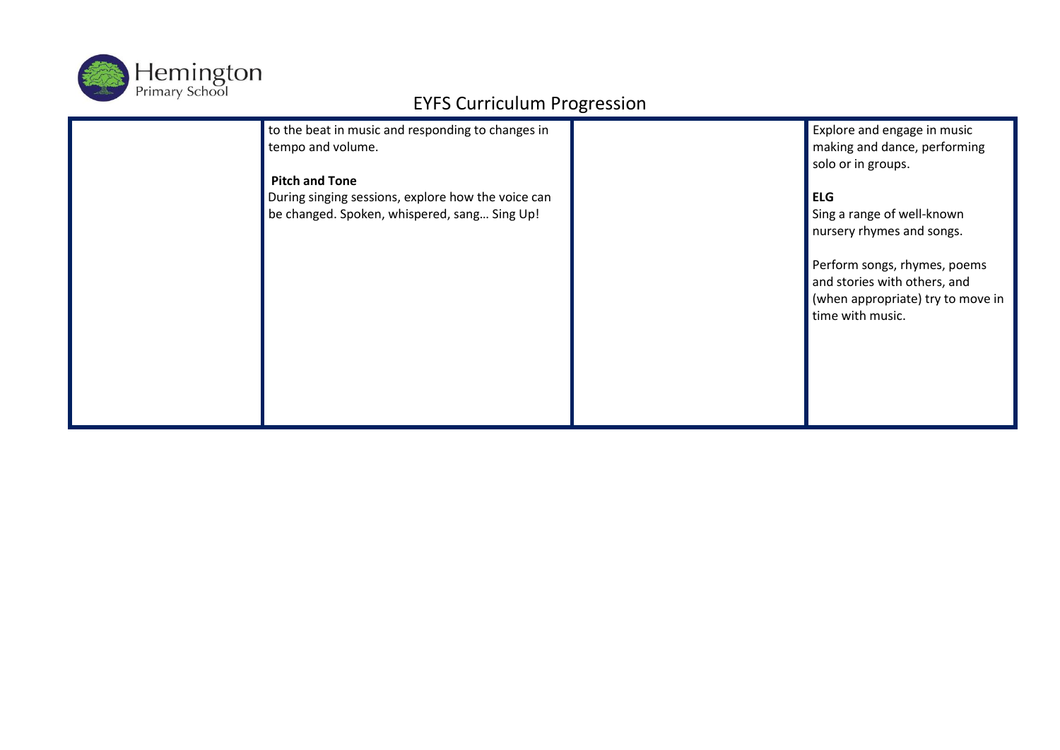# EYFS Curriculum Progression

| | | | |
|---|---|---|---|
| | to the beat in music and responding to changes in tempo and volume.<br><br>**Pitch and Tone**<br>During singing sessions, explore how the voice can be changed. Spoken, whispered, sang… Sing Up! | | Explore and engage in music making and dance, performing solo or in groups.<br><br>**ELG**<br>Sing a range of well-known nursery rhymes and songs.<br><br>Perform songs, rhymes, poems and stories with others, and (when appropriate) try to move in time with music. |